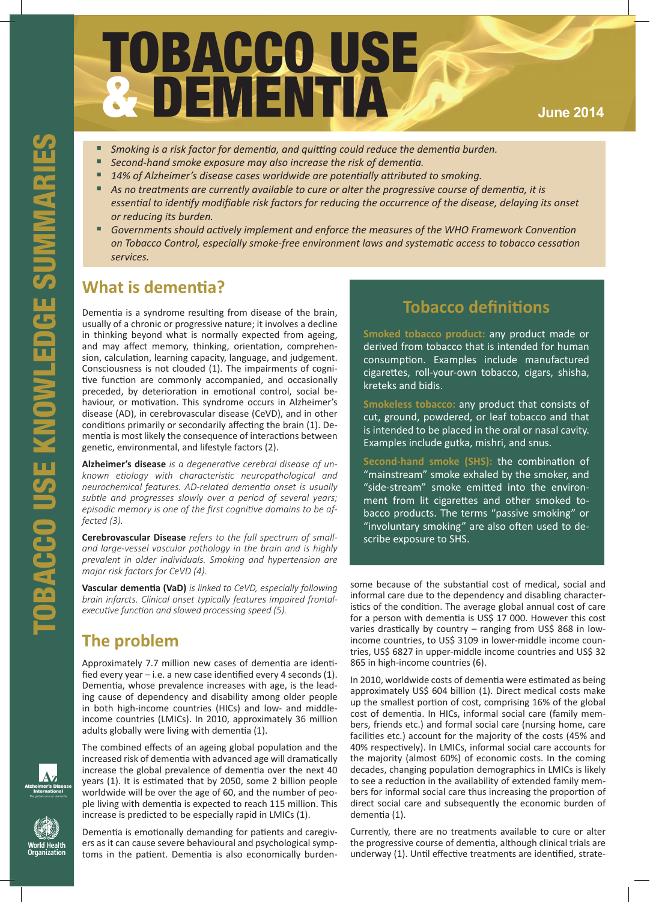# TOBACCO USE & DEMENTIA

June 2014

- *Smoking is a risk factor for dementia, and quitting could reduce the dementia burden.*
- *Second-hand smoke exposure may also increase the risk of dementia.*
- *14% of Alzheimer's disease cases worldwide are potentially attributed to smoking.*
- *As no treatments are currently available to cure or alter the progressive course of dementia, it is essential to identify modifiable risk factors for reducing the occurrence of the disease, delaying its onset or reducing its burden.*
- *Governments should actively implement and enforce the measures of the WHO Framework Convention on Tobacco Control, especially smoke-free environment laws and systematic access to tobacco cessation services.*

## What is dementia?

Dementia is a syndrome resulting from disease of the brain, usually of a chronic or progressive nature; it involves a decline in thinking beyond what is normally expected from ageing, and may affect memory, thinking, orientation, comprehension, calculation, learning capacity, language, and judgement. Consciousness is not clouded (1). The impairments of cognitive function are commonly accompanied, and occasionally preceded, by deterioration in emotional control, social behaviour, or motivation. This syndrome occurs in Alzheimer's disease (AD), in cerebrovascular disease (CeVD), and in other conditions primarily or secondarily affecting the brain (1). Dementia is most likely the consequence of interactions between genetic, environmental, and lifestyle factors (2).

**Alzheimer's disease** *is a degenerative cerebral disease of unknown etiology with characteristic neuropathological and neurochemical features. AD-related dementia onset is usually subtle and progresses slowly over a period of several years; episodic memory is one of the first cognitive domains to be affected (3).*

**Cerebrovascular Disease** *refers to the full spectrum of small- and large-vessel vascular pathology in the brain and is highly prevalent in older individuals. Smoking and hypertension are major risk factors for CeVD (4).*

**Vascular dementia (VaD)** *is linked to CeVD, especially following brain infarcts. Clinical onset typically features impaired frontal-executive function and slowed processing speed (5).*

## Tobacco definitions

**Smoked tobacco product:** any product made or derived from tobacco that is intended for human consumption. Examples include manufactured cigarettes, roll-your-own tobacco, cigars, shisha, kreteks and bidis.

**Smokeless tobacco:** any product that consists of cut, ground, powdered, or leaf tobacco and that is intended to be placed in the oral or nasal cavity. Examples include gutka, mishri, and snus.

**Second-hand smoke (SHS):** the combination of "mainstream" smoke exhaled by the smoker, and "side-stream" smoke emitted into the environment from lit cigarettes and other smoked tobacco products. The terms "passive smoking" or "involuntary smoking" are also often used to describe exposure to SHS.

## The problem

Approximately 7.7 million new cases of dementia are identified every year – i.e. a new case identified every 4 seconds (1). Dementia, whose prevalence increases with age, is the leading cause of dependency and disability among older people in both high-income countries (HICs) and low- and middle-income countries (LMICs). In 2010, approximately 36 million adults globally were living with dementia (1).

The combined effects of an ageing global population and the increased risk of dementia with advanced age will dramatically increase the global prevalence of dementia over the next 40 years (1). It is estimated that by 2050, some 2 billion people worldwide will be over the age of 60, and the number of people living with dementia is expected to reach 115 million. This increase is predicted to be especially rapid in LMICs (1).

Dementia is emotionally demanding for patients and caregivers as it can cause severe behavioural and psychological symptoms in the patient. Dementia is also economically burdensome because of the substantial cost of medical, social and informal care due to the dependency and disabling characteristics of the condition. The average global annual cost of care for a person with dementia is US$ 17 000. However this cost varies drastically by country – ranging from US$ 868 in low-income countries, to US$ 3109 in lower-middle income countries, US$ 6827 in upper-middle income countries and US$ 32 865 in high-income countries (6).

In 2010, worldwide costs of dementia were estimated as being approximately US$ 604 billion (1). Direct medical costs make up the smallest portion of cost, comprising 16% of the global cost of dementia. In HICs, informal social care (family members, friends etc.) and formal social care (nursing home, care facilities etc.) account for the majority of the costs (45% and 40% respectively). In LMICs, informal social care accounts for the majority (almost 60%) of economic costs. In the coming decades, changing population demographics in LMICs is likely to see a reduction in the availability of extended family members for informal social care thus increasing the proportion of direct social care and subsequently the economic burden of dementia (1).

Currently, there are no treatments available to cure or alter the progressive course of dementia, although clinical trials are underway (1). Until effective treatments are identified, strate-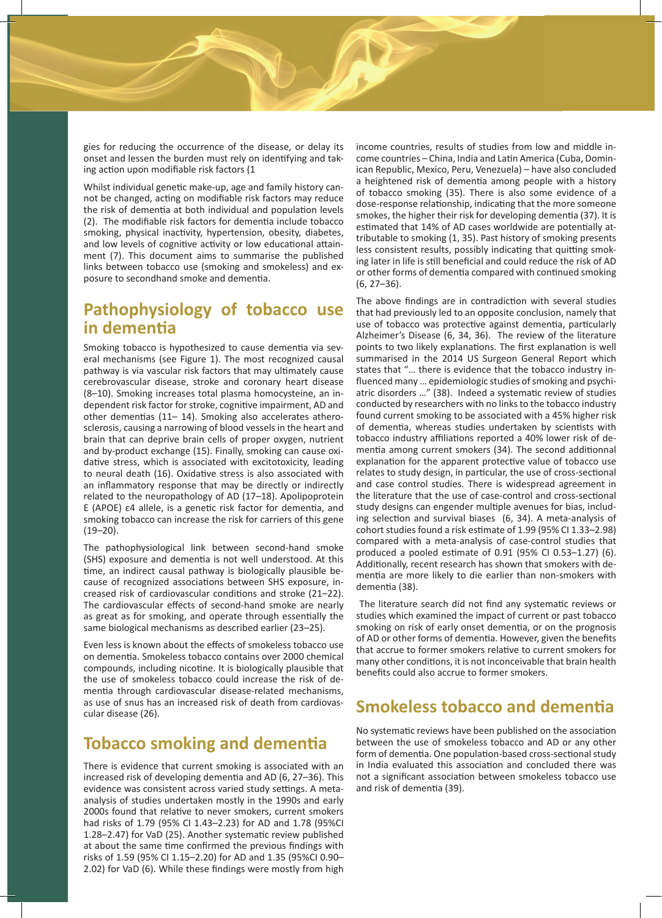gies for reducing the occurrence of the disease, or delay its onset and lessen the burden must rely on identifying and taking action upon modifiable risk factors (1

Whilst individual genetic make-up, age and family history cannot be changed, acting on modifiable risk factors may reduce the risk of dementia at both individual and population levels (2). The modifiable risk factors for dementia include tobacco smoking, physical inactivity, hypertension, obesity, diabetes, and low levels of cognitive activity or low educational attainment (7). This document aims to summarise the published links between tobacco use (smoking and smokeless) and exposure to secondhand smoke and dementia.

## Pathophysiology of tobacco use in dementia

Smoking tobacco is hypothesized to cause dementia via several mechanisms (see Figure 1). The most recognized causal pathway is via vascular risk factors that may ultimately cause cerebrovascular disease, stroke and coronary heart disease (8–10). Smoking increases total plasma homocysteine, an independent risk factor for stroke, cognitive impairment, AD and other dementias (11– 14). Smoking also accelerates atherosclerosis, causing a narrowing of blood vessels in the heart and brain that can deprive brain cells of proper oxygen, nutrient and by-product exchange (15). Finally, smoking can cause oxidative stress, which is associated with excitotoxicity, leading to neural death (16). Oxidative stress is also associated with an inflammatory response that may be directly or indirectly related to the neuropathology of AD (17–18). Apolipoprotein E (APOE) ε4 allele, is a genetic risk factor for dementia, and smoking tobacco can increase the risk for carriers of this gene (19–20).

The pathophysiological link between second-hand smoke (SHS) exposure and dementia is not well understood. At this time, an indirect causal pathway is biologically plausible because of recognized associations between SHS exposure, increased risk of cardiovascular conditions and stroke (21–22). The cardiovascular effects of second-hand smoke are nearly as great as for smoking, and operate through essentially the same biological mechanisms as described earlier (23–25).

Even less is known about the effects of smokeless tobacco use on dementia. Smokeless tobacco contains over 2000 chemical compounds, including nicotine. It is biologically plausible that the use of smokeless tobacco could increase the risk of dementia through cardiovascular disease-related mechanisms, as use of snus has an increased risk of death from cardiovascular disease (26).

## Tobacco smoking and dementia

There is evidence that current smoking is associated with an increased risk of developing dementia and AD (6, 27–36). This evidence was consistent across varied study settings. A meta-analysis of studies undertaken mostly in the 1990s and early 2000s found that relative to never smokers, current smokers had risks of 1.79 (95% CI 1.43–2.23) for AD and 1.78 (95%CI 1.28–2.47) for VaD (25). Another systematic review published at about the same time confirmed the previous findings with risks of 1.59 (95% CI 1.15–2.20) for AD and 1.35 (95%CI 0.90–2.02) for VaD (6). While these findings were mostly from high income countries, results of studies from low and middle income countries – China, India and Latin America (Cuba, Dominican Republic, Mexico, Peru, Venezuela) – have also concluded a heightened risk of dementia among people with a history of tobacco smoking (35). There is also some evidence of a dose-response relationship, indicating that the more someone smokes, the higher their risk for developing dementia (37). It is estimated that 14% of AD cases worldwide are potentially attributable to smoking (1, 35). Past history of smoking presents less consistent results, possibly indicating that quitting smoking later in life is still beneficial and could reduce the risk of AD or other forms of dementia compared with continued smoking (6, 27–36).

The above findings are in contradiction with several studies that had previously led to an opposite conclusion, namely that use of tobacco was protective against dementia, particularly Alzheimer's Disease (6, 34, 36). The review of the literature points to two likely explanations. The first explanation is well summarised in the 2014 US Surgeon General Report which states that "… there is evidence that the tobacco industry influenced many … epidemiologic studies of smoking and psychiatric disorders …" (38). Indeed a systematic review of studies conducted by researchers with no links to the tobacco industry found current smoking to be associated with a 45% higher risk of dementia, whereas studies undertaken by scientists with tobacco industry affiliations reported a 40% lower risk of dementia among current smokers (34). The second additionnal explanation for the apparent protective value of tobacco use relates to study design, in particular, the use of cross-sectional and case control studies. There is widespread agreement in the literature that the use of case-control and cross-sectional study designs can engender multiple avenues for bias, including selection and survival biases (6, 34). A meta-analysis of cohort studies found a risk estimate of 1.99 (95% CI 1.33–2.98) compared with a meta-analysis of case-control studies that produced a pooled estimate of 0.91 (95% CI 0.53–1.27) (6). Additionally, recent research has shown that smokers with dementia are more likely to die earlier than non-smokers with dementia (38).

The literature search did not find any systematic reviews or studies which examined the impact of current or past tobacco smoking on risk of early onset dementia, or on the prognosis of AD or other forms of dementia. However, given the benefits that accrue to former smokers relative to current smokers for many other conditions, it is not inconceivable that brain health benefits could also accrue to former smokers.

## Smokeless tobacco and dementia

No systematic reviews have been published on the association between the use of smokeless tobacco and AD or any other form of dementia. One population-based cross-sectional study in India evaluated this association and concluded there was not a significant association between smokeless tobacco use and risk of dementia (39).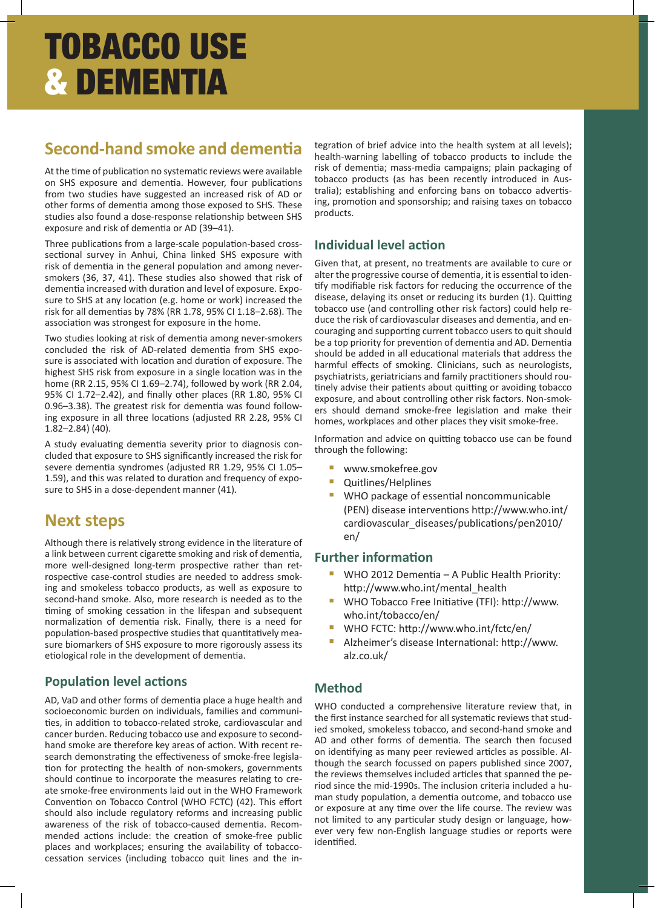# TOBACCO USE & DEMENTIA

## Second-hand smoke and dementia

At the time of publication no systematic reviews were available on SHS exposure and dementia. However, four publications from two studies have suggested an increased risk of AD or other forms of dementia among those exposed to SHS. These studies also found a dose-response relationship between SHS exposure and risk of dementia or AD (39–41).

Three publications from a large-scale population-based cross-sectional survey in Anhui, China linked SHS exposure with risk of dementia in the general population and among never-smokers (36, 37, 41). These studies also showed that risk of dementia increased with duration and level of exposure. Exposure to SHS at any location (e.g. home or work) increased the risk for all dementias by 78% (RR 1.78, 95% CI 1.18–2.68). The association was strongest for exposure in the home.

Two studies looking at risk of dementia among never-smokers concluded the risk of AD-related dementia from SHS exposure is associated with location and duration of exposure. The highest SHS risk from exposure in a single location was in the home (RR 2.15, 95% CI 1.69–2.74), followed by work (RR 2.04, 95% CI 1.72–2.42), and finally other places (RR 1.80, 95% CI 0.96–3.38). The greatest risk for dementia was found following exposure in all three locations (adjusted RR 2.28, 95% CI 1.82–2.84) (40).

A study evaluating dementia severity prior to diagnosis concluded that exposure to SHS significantly increased the risk for severe dementia syndromes (adjusted RR 1.29, 95% CI 1.05–1.59), and this was related to duration and frequency of exposure to SHS in a dose-dependent manner (41).

## Next steps

Although there is relatively strong evidence in the literature of a link between current cigarette smoking and risk of dementia, more well-designed long-term prospective rather than retrospective case-control studies are needed to address smoking and smokeless tobacco products, as well as exposure to second-hand smoke. Also, more research is needed as to the timing of smoking cessation in the lifespan and subsequent normalization of dementia risk. Finally, there is a need for population-based prospective studies that quantitatively measure biomarkers of SHS exposure to more rigorously assess its etiological role in the development of dementia.

### Population level actions

AD, VaD and other forms of dementia place a huge health and socioeconomic burden on individuals, families and communities, in addition to tobacco-related stroke, cardiovascular and cancer burden. Reducing tobacco use and exposure to second-hand smoke are therefore key areas of action. With recent research demonstrating the effectiveness of smoke-free legislation for protecting the health of non-smokers, governments should continue to incorporate the measures relating to create smoke-free environments laid out in the WHO Framework Convention on Tobacco Control (WHO FCTC) (42). This effort should also include regulatory reforms and increasing public awareness of the risk of tobacco-caused dementia. Recommended actions include: the creation of smoke-free public places and workplaces; ensuring the availability of tobacco-cessation services (including tobacco quit lines and the integration of brief advice into the health system at all levels); health-warning labelling of tobacco products to include the risk of dementia; mass-media campaigns; plain packaging of tobacco products (as has been recently introduced in Australia); establishing and enforcing bans on tobacco advertising, promotion and sponsorship; and raising taxes on tobacco products.

### Individual level action

Given that, at present, no treatments are available to cure or alter the progressive course of dementia, it is essential to identify modifiable risk factors for reducing the occurrence of the disease, delaying its onset or reducing its burden (1). Quitting tobacco use (and controlling other risk factors) could help reduce the risk of cardiovascular diseases and dementia, and encouraging and supporting current tobacco users to quit should be a top priority for prevention of dementia and AD. Dementia should be added in all educational materials that address the harmful effects of smoking. Clinicians, such as neurologists, psychiatrists, geriatricians and family practitioners should routinely advise their patients about quitting or avoiding tobacco exposure, and about controlling other risk factors. Non-smokers should demand smoke-free legislation and make their homes, workplaces and other places they visit smoke-free.

Information and advice on quitting tobacco use can be found through the following:

- www.smokefree.gov
- Quitlines/Helplines
- WHO package of essential noncommunicable (PEN) disease interventions http://www.who.int/cardiovascular_diseases/publications/pen2010/en/

### Further information

- WHO 2012 Dementia – A Public Health Priority: http://www.who.int/mental_health
- WHO Tobacco Free Initiative (TFI): http://www.who.int/tobacco/en/
- WHO FCTC: http://www.who.int/fctc/en/
- Alzheimer's disease International: http://www.alz.co.uk/

### Method

WHO conducted a comprehensive literature review that, in the first instance searched for all systematic reviews that studied smoked, smokeless tobacco, and second-hand smoke and AD and other forms of dementia. The search then focused on identifying as many peer reviewed articles as possible. Although the search focussed on papers published since 2007, the reviews themselves included articles that spanned the period since the mid-1990s. The inclusion criteria included a human study population, a dementia outcome, and tobacco use or exposure at any time over the life course. The review was not limited to any particular study design or language, however very few non-English language studies or reports were identified.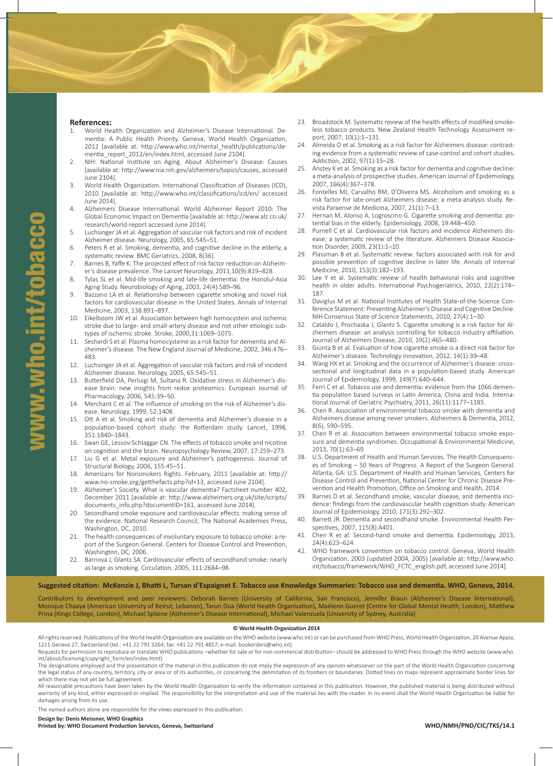**References:**

1. World Health Organization and Alzheimer's Disease International. Dementia: A Public Health Priority. Geneva, World Health Organization, 2012 [available at: http://www.who.int/mental_health/publications/dementia_report_2012/en/index.html, accessed June 2104].
2. NIH: National Institute on Aging. About Alzheimer's Disease: Causes [available at: http://www.nia.nih.gov/alzheimers/topics/causes, accessed June 2104].
3. World Health Organization. International Classification of Diseases (ICD), 2010 [available at: http://www.who.int/classifications/icd/en/ accessed June 2014].
4. Alzheimers Disease International. World Alzheimer Report 2010: The Global Economic Impact on Dementia [available at: http://www.alz.co.uk/research/world-report accessed June 2014].
5. Luchsinger JA et al. Aggregation of vascular risk factors and risk of incident Alzheimer disease. Neurology, 2005, 65:545–51.
6. Peters R et al. Smoking, dementia, and cognitive decline in the elderly, a systematic review. BMC Geriatrics, 2008, 8(36).
7. Barnes B, Yaffe K. The projected effect of risk factor reduction on Alzheimer's disease prevalence. The Lancet Neurology, 2011,10(9):819–828.
8. Tylas SL et al. Mid-life smoking and late-life dementia: the Honolul-Asia Aging Study. Neurobiology of Aging, 2003, 24(4):589–96.
9. Bazzano LA et al. Relationship between cigarette smoking and novel risk factors for cardiovascular disease in the United States. Annals of Internal Medicine, 2003, 138:891–897.
10. Eikelboom JW et al. Association between high homocystein and ischemic stroke due to large- and small-artery disease and not other etiologic subtypes of ischemic stroke. Stroke, 2000,31:1069–1075.
11. Seshardi S et al. Plasma homocysteine as a risk factor for dementia and Alzheimer's disease. The New England Journal of Medicine, 2002, 346:476–483.
12. Luchsinger JA et al. Aggregation of vascular risk factors and risk of incident Alzheimer disease. Neurology, 2005, 65:545–51.
13. Butterfield DA, Perluigi M, Sultana R. Oxidative stress in Alzheimer's disease brain: new insights from redox proteomics. European Journal of Pharmacology, 2006, 545:39–50.
14. Merchant C et al. The influence of smoking on the risk of Alzheimer's disease. Neurology, 1999, 52:1408.
15. Ott A et al. Smoking and risk of dementia and Alzheimer's disease in a population-based cohort study: the Rotterdam study. Lancet, 1998, 351:1840–1843.
16. Swan GE, Lessov-Schlaggar CN. The effects of tobacco smoke and nicotine on cognition and the brain. Neuropsychology Review, 2007, 17:259–273.
17. Liu G et al. Metal exposure and Alzheimer's pathogenesis. Journal of Structural Biology, 2006, 155:45–51.
18. Americans for Nonsmokers Rights. February, 2011 [available at: http://www.no-smoke.org/getthefacts.php?id=13, accessed June 2104].
19. Alzheimer's Society. What is vascular dementia? Factsheet number 402, December 2011 [available at: http://www.alzheimers.org.uk/site/scripts/documents_info.php?documentID=161, accessed June 2014].
20. Secondhand smoke exposure and cardiovascular effects: making sense of the evidence. National Research Council, The National Academies Press, Washington, DC, 2010.
21. The health consequences of involuntary exposure to tobacco smoke: a report of the Surgeon General. Centers for Disease Control and Prevention, Washington, DC, 2006.
22. Barnoya J, Glantz SA. Cardiovascular effects of secondhand smoke: nearly as large as smoking. Circulation, 2005, 111:2684–98.
23. Broadstock M. Systematic review of the health effects of modified smokeless tobacco products. New Zealand Health Technology Assessment report, 2007, 10(1):1–131.
24. Almeida O et al. Smoking as a risk factor for Alzheimers disease: contrasting evidence from a systematic review of case-control and cohort studies. Addiction, 2002, 97(1):15–28.
25. Anstey K et al. Smoking as a risk factor for dementia and cognitive decline: a meta-analysis of prospective studies. American Journal of Epidemiology, 2007, 166(4):367–378.
26. Fontelles MJ, Carvalho RM, D'Oliveira MS. Alcoholism and smoking as a risk factor for late-onset Alzheimers disease: a meta-analysis study. Revista Paraense de Medicina, 2007, 21(1):7–13.
27. Hernan M, Alonso A, Logroscino G. Cigarette smoking and dementia: potential bias in the elderly. Epidemiology, 2008, 19:448–450.
28. Purnell C et al. Cardiovascular risk factors and incidence Alzheimers disease: a systematic review of the literature. Alzheimers Disease Association Disorder, 2009, 23(1):1–10.
29. Plassman B et al. Systematic review: factors associated with risk for and possible prevention of cognitive decline in later life. Annals of Internal Medicine, 2010, 153(3):182–193.
30. Lee Y et al. Systematic review of health behavioral risks and cognitive health in older adults. International Psychogeriatrics, 2010, 22(2):174–187.
31. Daviglus M et al. National Institutes of Health State-of-the-Science Conference Statement: Preventing Alzheimer's Disease and Cognitive Decline. NIH Consensus State of Science Statements, 2010, 27(4):1–30.
32. Cataldo J, Prochaska J, Glantz S. Cigarette smoking is a risk factor for Alzheimers disease: an analysis controlling for tobacco industry affiliation. Journal of Alzheimers Disease, 2010, 19(2):465–480.
33. Giunta B et al. Evaluation of how cigarette smoke is a direct risk factor for Alzheimer's disease. Technology Innovation, 2012, 14(1):39–48.
34. Wang HX et al. Smoking and the occurrence of Alzheimer's disease: cross-sectional and longitudinal data in a population-based study. American Journal of Epidemiology, 1999, 149(7):640–644.
35. Ferri C et al. Tobacco use and dementia: evidence from the 1066 dementia population based surveys in Latin America, China and India. International Journal of Geriatric Psychiatry, 2011, 26(11):1177–1185.
36. Chen R. Association of environmental tobacco smoke with dementia and Alzheimers disease among never smokers. Alzheimers & Dementia, 2012, 8(6), 590–595.
37. Chen R et al. Association between environmental tobacco smoke exposure and dementia syndromes. Occupational & Environmental Medicine, 2013, 70(1):63–69
38. U.S. Department of Health and Human Services. The Health Consequences of Smoking – 50 Years of Progress. A Report of the Surgeon General. Atlanta, GA: U.S. Department of Health and Human Services, Centers for Disease Control and Prevention, National Center for Chronic Disease Prevention and Health Promotion, Office on Smoking and Health, 2014.
39. Barnes D et al. Secondhand smoke, vascular disease, and dementia incidence: findings from the cardiovascular health cognition study. American Journal of Epidemiology, 2010, 171(3):292–302.
40. Barrett JR. Dementia and secondhand smoke. Environmental Health Perspectives, 2007, 115(8):A401.
41. Chen R et al. Second-hand smoke and dementia. Epidemiology, 2013, 24(4):623–624.
42. WHO framework convention on tobacco control. Geneva, World Health Organization, 2003 (updated 2004, 2005) [available at: http://www.who.int/tobacco/framework/WHO_FCTC_english.pdf, accessed June 2014].

**Suggested citation: McKenzie J, Bhatti L, Tursan d'Espaignet E. Tobacco use Knowledge Summaries: Tobacco use and dementia. WHO, Geneva, 2014.**

Contributors to development and peer reviewers: Deborah Barnes (University of California, San Francisco), Jennifer Braun (Alzheimer's Disease International), Monique Chaaya (American University of Beirut, Lebanon), Tarun Dua (World Health Organization), Maëlenn Gueret (Centre for Global Mental Health, London), Matthew Prina (Kings College, London), Michael Splaine (Alzheimer's Disease International), Michael Valenzuela (University of Sydney, Australia)

**© World Health Organization 2014**

All rights reserved. Publications of the World Health Organization are available on the WHO website (www.who.int) or can be purchased from WHO Press, World Health Organization, 20 Avenue Appia, 1211 Geneva 27, Switzerland (tel.: +41 22 791 3264; fax: +41 22 791 4857; e-mail: bookorders@who.int).

Requests for permission to reproduce or translate WHO publications –whether for sale or for non-commercial distribution– should be addressed to WHO Press through the WHO website (www.who.int/about/licensing/copyright_form/en/index.html).

The designations employed and the presentation of the material in this publication do not imply the expression of any opinion whatsoever on the part of the World Health Organization concerning the legal status of any country, territory, city or area or of its authorities, or concerning the delimitation of its frontiers or boundaries. Dotted lines on maps represent approximate border lines for which there may not yet be full agreement.

All reasonable precautions have been taken by the World Health Organization to verify the information contained in this publication. However, the published material is being distributed without warranty of any kind, either expressed or implied. The responsibility for the interpretation and use of the material lies with the reader. In no event shall the World Health Organization be liable for damages arising from its use.

The named authors alone are responsible for the views expressed in this publication.

**Design by: Denis Meissner, WHO Graphics**
**Printed by: WHO Document Production Services, Geneva, Switzerland**

**WHO/NMH/PND/CIC/TKS/14.1**

www.who.int/tobacco